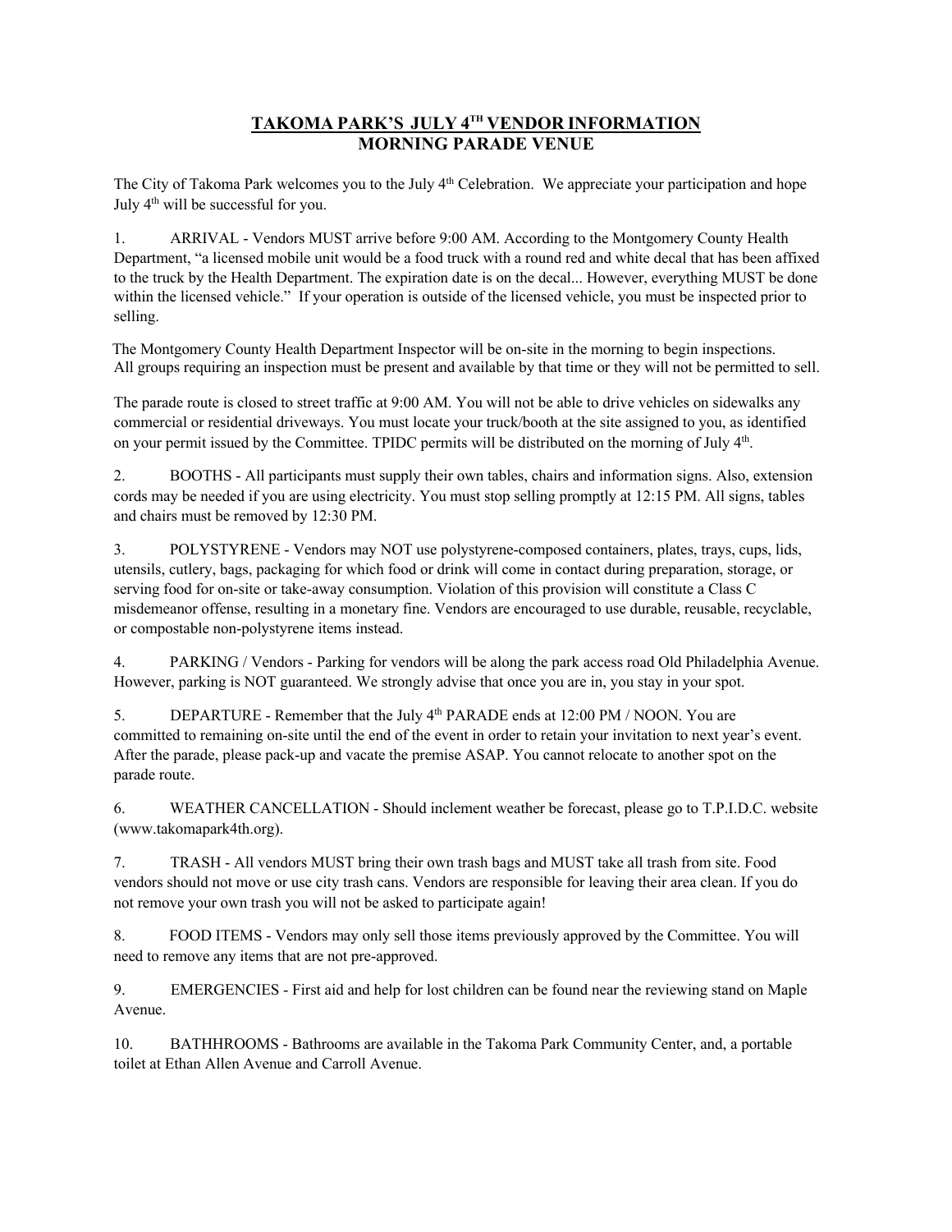# TAKOMA PARK'S JULY 4TH VENDOR INFORMATION
## MORNING PARADE VENUE

The City of Takoma Park welcomes you to the July 4th Celebration. We appreciate your participation and hope July 4th will be successful for you.

1. ARRIVAL - Vendors MUST arrive before 9:00 AM. According to the Montgomery County Health Department, "a licensed mobile unit would be a food truck with a round red and white decal that has been affixed to the truck by the Health Department. The expiration date is on the decal... However, everything MUST be done within the licensed vehicle." If your operation is outside of the licensed vehicle, you must be inspected prior to selling.

The Montgomery County Health Department Inspector will be on-site in the morning to begin inspections. All groups requiring an inspection must be present and available by that time or they will not be permitted to sell.

The parade route is closed to street traffic at 9:00 AM. You will not be able to drive vehicles on sidewalks any commercial or residential driveways. You must locate your truck/booth at the site assigned to you, as identified on your permit issued by the Committee. TPIDC permits will be distributed on the morning of July 4th.

2. BOOTHS - All participants must supply their own tables, chairs and information signs. Also, extension cords may be needed if you are using electricity. You must stop selling promptly at 12:15 PM. All signs, tables and chairs must be removed by 12:30 PM.

3. POLYSTYRENE - Vendors may NOT use polystyrene-composed containers, plates, trays, cups, lids, utensils, cutlery, bags, packaging for which food or drink will come in contact during preparation, storage, or serving food for on-site or take-away consumption. Violation of this provision will constitute a Class C misdemeanor offense, resulting in a monetary fine. Vendors are encouraged to use durable, reusable, recyclable, or compostable non-polystyrene items instead.

4. PARKING / Vendors - Parking for vendors will be along the park access road Old Philadelphia Avenue. However, parking is NOT guaranteed. We strongly advise that once you are in, you stay in your spot.

5. DEPARTURE - Remember that the July 4th PARADE ends at 12:00 PM / NOON. You are committed to remaining on-site until the end of the event in order to retain your invitation to next year's event. After the parade, please pack-up and vacate the premise ASAP. You cannot relocate to another spot on the parade route.

6. WEATHER CANCELLATION - Should inclement weather be forecast, please go to T.P.I.D.C. website (www.takomapark4th.org).

7. TRASH - All vendors MUST bring their own trash bags and MUST take all trash from site. Food vendors should not move or use city trash cans. Vendors are responsible for leaving their area clean. If you do not remove your own trash you will not be asked to participate again!

8. FOOD ITEMS - Vendors may only sell those items previously approved by the Committee. You will need to remove any items that are not pre-approved.

9. EMERGENCIES - First aid and help for lost children can be found near the reviewing stand on Maple Avenue.

10. BATHHROOMS - Bathrooms are available in the Takoma Park Community Center, and, a portable toilet at Ethan Allen Avenue and Carroll Avenue.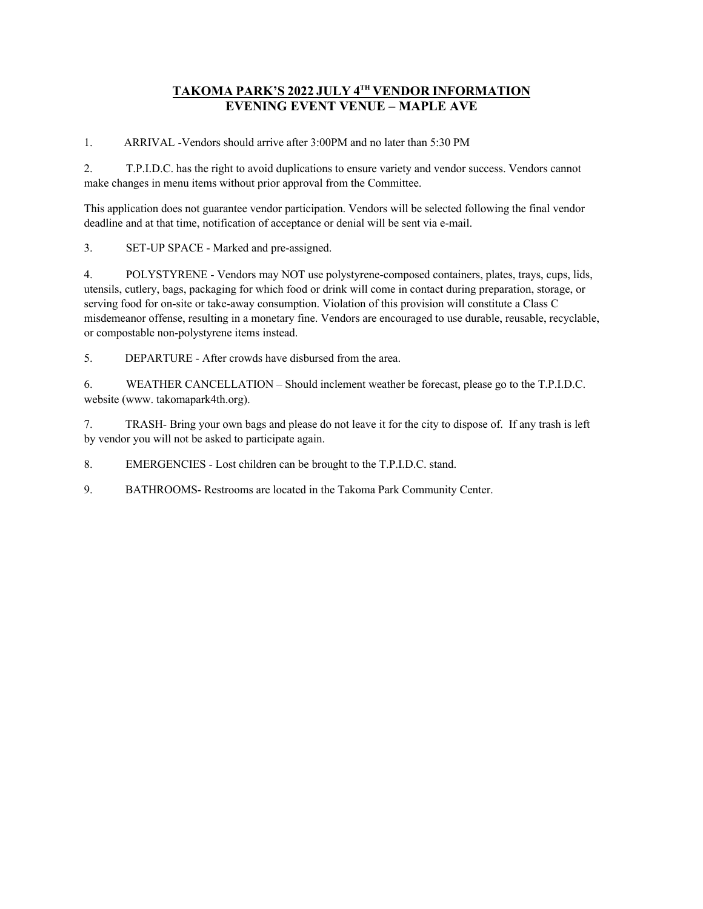# TAKOMA PARK'S 2022 JULY 4TH VENDOR INFORMATION
# EVENING EVENT VENUE – MAPLE AVE

1. ARRIVAL -Vendors should arrive after 3:00PM and no later than 5:30 PM

2. T.P.I.D.C. has the right to avoid duplications to ensure variety and vendor success. Vendors cannot make changes in menu items without prior approval from the Committee.

This application does not guarantee vendor participation. Vendors will be selected following the final vendor deadline and at that time, notification of acceptance or denial will be sent via e-mail.

3. SET-UP SPACE - Marked and pre-assigned.

4. POLYSTYRENE - Vendors may NOT use polystyrene-composed containers, plates, trays, cups, lids, utensils, cutlery, bags, packaging for which food or drink will come in contact during preparation, storage, or serving food for on-site or take-away consumption. Violation of this provision will constitute a Class C misdemeanor offense, resulting in a monetary fine. Vendors are encouraged to use durable, reusable, recyclable, or compostable non-polystyrene items instead.

5. DEPARTURE - After crowds have disbursed from the area.

6. WEATHER CANCELLATION – Should inclement weather be forecast, please go to the T.P.I.D.C. website (www. takomapark4th.org).

7. TRASH- Bring your own bags and please do not leave it for the city to dispose of. If any trash is left by vendor you will not be asked to participate again.

8. EMERGENCIES - Lost children can be brought to the T.P.I.D.C. stand.

9. BATHROOMS- Restrooms are located in the Takoma Park Community Center.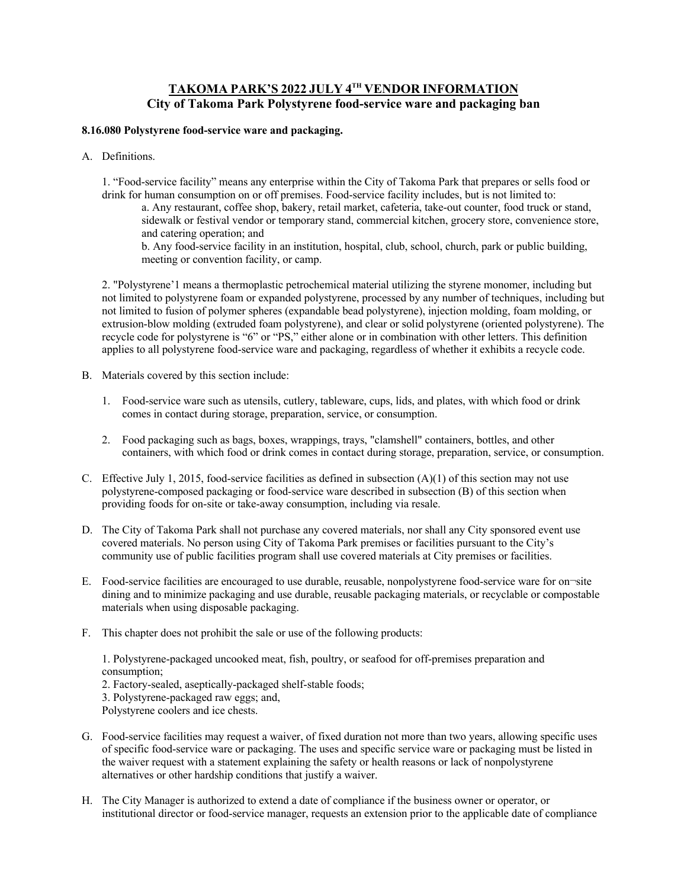# TAKOMA PARK'S 2022 JULY 4TH VENDOR INFORMATION

## City of Takoma Park Polystyrene food-service ware and packaging ban

**8.16.080 Polystyrene food-service ware and packaging.**

A. Definitions.

1. "Food-service facility" means any enterprise within the City of Takoma Park that prepares or sells food or drink for human consumption on or off premises. Food-service facility includes, but is not limited to:
   a. Any restaurant, coffee shop, bakery, retail market, cafeteria, take-out counter, food truck or stand, sidewalk or festival vendor or temporary stand, commercial kitchen, grocery store, convenience store, and catering operation; and
   b. Any food-service facility in an institution, hospital, club, school, church, park or public building, meeting or convention facility, or camp.

2. "Polystyrene'1 means a thermoplastic petrochemical material utilizing the styrene monomer, including but not limited to polystyrene foam or expanded polystyrene, processed by any number of techniques, including but not limited to fusion of polymer spheres (expandable bead polystyrene), injection molding, foam molding, or extrusion-blow molding (extruded foam polystyrene), and clear or solid polystyrene (oriented polystyrene). The recycle code for polystyrene is "6" or "PS," either alone or in combination with other letters. This definition applies to all polystyrene food-service ware and packaging, regardless of whether it exhibits a recycle code.

B. Materials covered by this section include:

1. Food-service ware such as utensils, cutlery, tableware, cups, lids, and plates, with which food or drink comes in contact during storage, preparation, service, or consumption.

2. Food packaging such as bags, boxes, wrappings, trays, "clamshell" containers, bottles, and other containers, with which food or drink comes in contact during storage, preparation, service, or consumption.

C. Effective July 1, 2015, food-service facilities as defined in subsection (A)(1) of this section may not use polystyrene-composed packaging or food-service ware described in subsection (B) of this section when providing foods for on-site or take-away consumption, including via resale.

D. The City of Takoma Park shall not purchase any covered materials, nor shall any City sponsored event use covered materials. No person using City of Takoma Park premises or facilities pursuant to the City's community use of public facilities program shall use covered materials at City premises or facilities.

E. Food-service facilities are encouraged to use durable, reusable, nonpolystyrene food-service ware for on¬site dining and to minimize packaging and use durable, reusable packaging materials, or recyclable or compostable materials when using disposable packaging.

F. This chapter does not prohibit the sale or use of the following products:

1. Polystyrene-packaged uncooked meat, fish, poultry, or seafood for off-premises preparation and consumption;
2. Factory-sealed, aseptically-packaged shelf-stable foods;
3. Polystyrene-packaged raw eggs; and,

Polystyrene coolers and ice chests.

G. Food-service facilities may request a waiver, of fixed duration not more than two years, allowing specific uses of specific food-service ware or packaging. The uses and specific service ware or packaging must be listed in the waiver request with a statement explaining the safety or health reasons or lack of nonpolystyrene alternatives or other hardship conditions that justify a waiver.

H. The City Manager is authorized to extend a date of compliance if the business owner or operator, or institutional director or food-service manager, requests an extension prior to the applicable date of compliance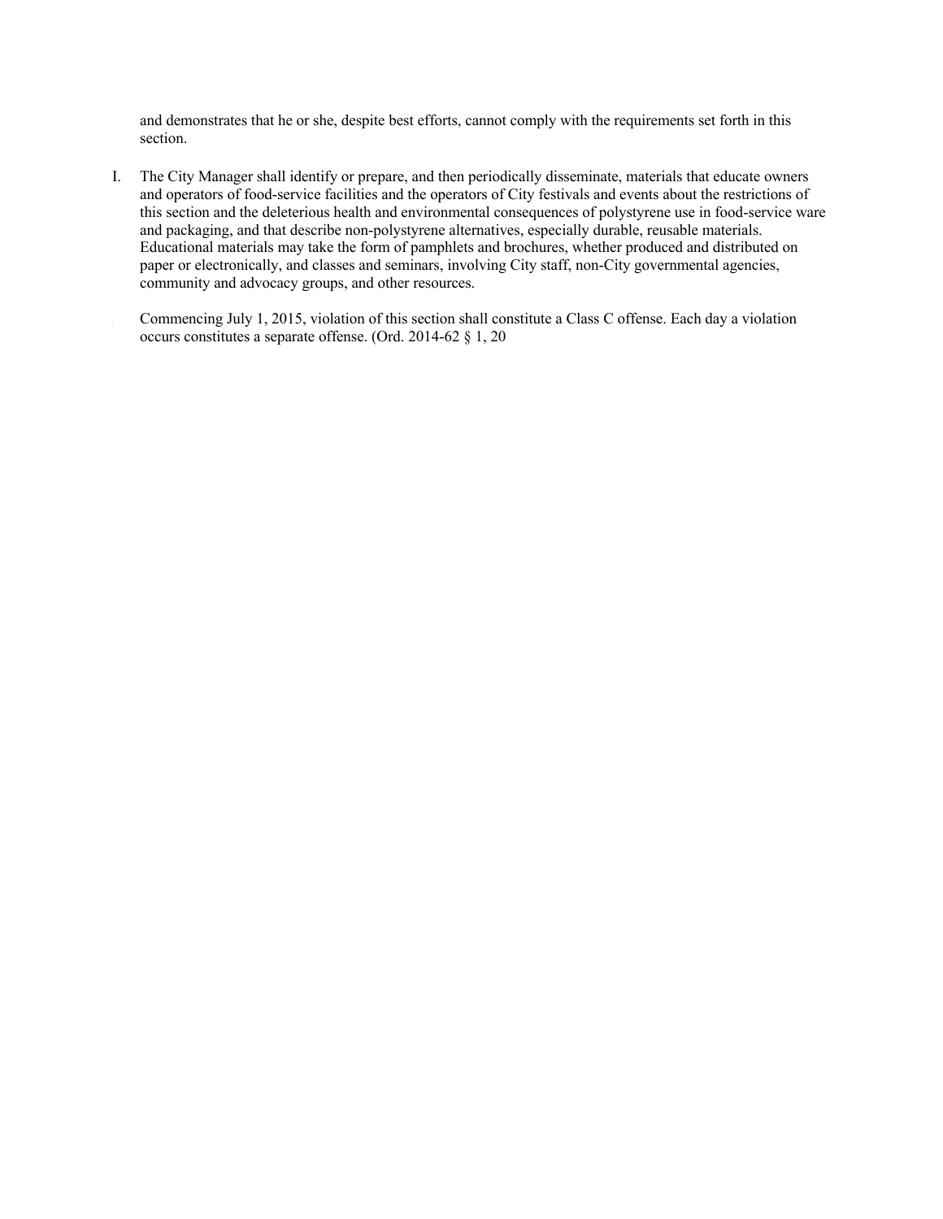and demonstrates that he or she, despite best efforts, cannot comply with the requirements set forth in this section.

I. The City Manager shall identify or prepare, and then periodically disseminate, materials that educate owners and operators of food-service facilities and the operators of City festivals and events about the restrictions of this section and the deleterious health and environmental consequences of polystyrene use in food-service ware and packaging, and that describe non-polystyrene alternatives, especially durable, reusable materials. Educational materials may take the form of pamphlets and brochures, whether produced and distributed on paper or electronically, and classes and seminars, involving City staff, non-City governmental agencies, community and advocacy groups, and other resources.

Commencing July 1, 2015, violation of this section shall constitute a Class C offense. Each day a violation occurs constitutes a separate offense. (Ord. 2014-62 § 1, 20